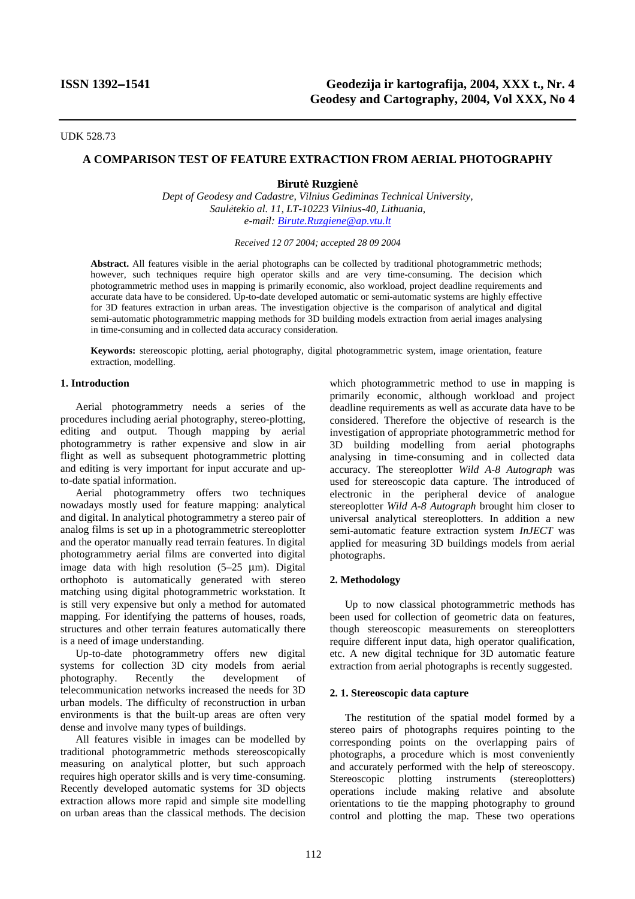UDK 528.73

# A COMPARISON TEST OF FEATURE EXTRACTION FROM AERIAL PHOTOGRAPHY

**Birutė Ruzgienė**

*Dept of Geodesy and Cadastre, Vilnius Gediminas Technical University, Saulėtekio al. 11, LT-10223 Vilnius-40, Lithuania, e-mail: Birute.Ruzgiene@ap.vtu.lt*

*Received 12 07 2004; accepted 28 09 2004*

**Abstract.** All features visible in the aerial photographs can be collected by traditional photogrammetric methods; however, such techniques require high operator skills and are very time-consuming. The decision which photogrammetric method uses in mapping is primarily economic, also workload, project deadline requirements and accurate data have to be considered. Up-to-date developed automatic or semi-automatic systems are highly effective for 3D features extraction in urban areas. The investigation objective is the comparison of analytical and digital semi-automatic photogrammetric mapping methods for 3D building models extraction from aerial images analysing in time-consuming and in collected data accuracy consideration.

**Keywords:** stereoscopic plotting, aerial photography, digital photogrammetric system, image orientation, feature extraction, modelling.

## 1. Introduction

Aerial photogrammetry needs a series of the procedures including aerial photography, stereo-plotting, editing and output. Though mapping by aerial photogrammetry is rather expensive and slow in air flight as well as subsequent photogrammetric plotting and editing is very important for input accurate and up-to-date spatial information.

Aerial photogrammetry offers two techniques nowadays mostly used for feature mapping: analytical and digital. In analytical photogrammetry a stereo pair of analog films is set up in a photogrammetric stereoplotter and the operator manually read terrain features. In digital photogrammetry aerial films are converted into digital image data with high resolution (5–25 μm). Digital orthophoto is automatically generated with stereo matching using digital photogrammetric workstation. It is still very expensive but only a method for automated mapping. For identifying the patterns of houses, roads, structures and other terrain features automatically there is a need of image understanding.

Up-to-date photogrammetry offers new digital systems for collection 3D city models from aerial photography. Recently the development of telecommunication networks increased the needs for 3D urban models. The difficulty of reconstruction in urban environments is that the built-up areas are often very dense and involve many types of buildings.

All features visible in images can be modelled by traditional photogrammetric methods stereoscopically measuring on analytical plotter, but such approach requires high operator skills and is very time-consuming. Recently developed automatic systems for 3D objects extraction allows more rapid and simple site modelling on urban areas than the classical methods. The decision which photogrammetric method to use in mapping is primarily economic, although workload and project deadline requirements as well as accurate data have to be considered. Therefore the objective of research is the investigation of appropriate photogrammetric method for 3D building modelling from aerial photographs analysing in time-consuming and in collected data accuracy. The stereoplotter *Wild A-8 Autograph* was used for stereoscopic data capture. The introduced of electronic in the peripheral device of analogue stereoplotter *Wild A-8 Autograph* brought him closer to universal analytical stereoplotters. In addition a new semi-automatic feature extraction system *InJECT* was applied for measuring 3D buildings models from aerial photographs.

## 2. Methodology

Up to now classical photogrammetric methods has been used for collection of geometric data on features, though stereoscopic measurements on stereoplotters require different input data, high operator qualification, etc. A new digital technique for 3D automatic feature extraction from aerial photographs is recently suggested.

### 2. 1. Stereoscopic data capture

The restitution of the spatial model formed by a stereo pairs of photographs requires pointing to the corresponding points on the overlapping pairs of photographs, a procedure which is most conveniently and accurately performed with the help of stereoscopy. Stereoscopic plotting instruments (stereoplotters) operations include making relative and absolute orientations to tie the mapping photography to ground control and plotting the map. These two operations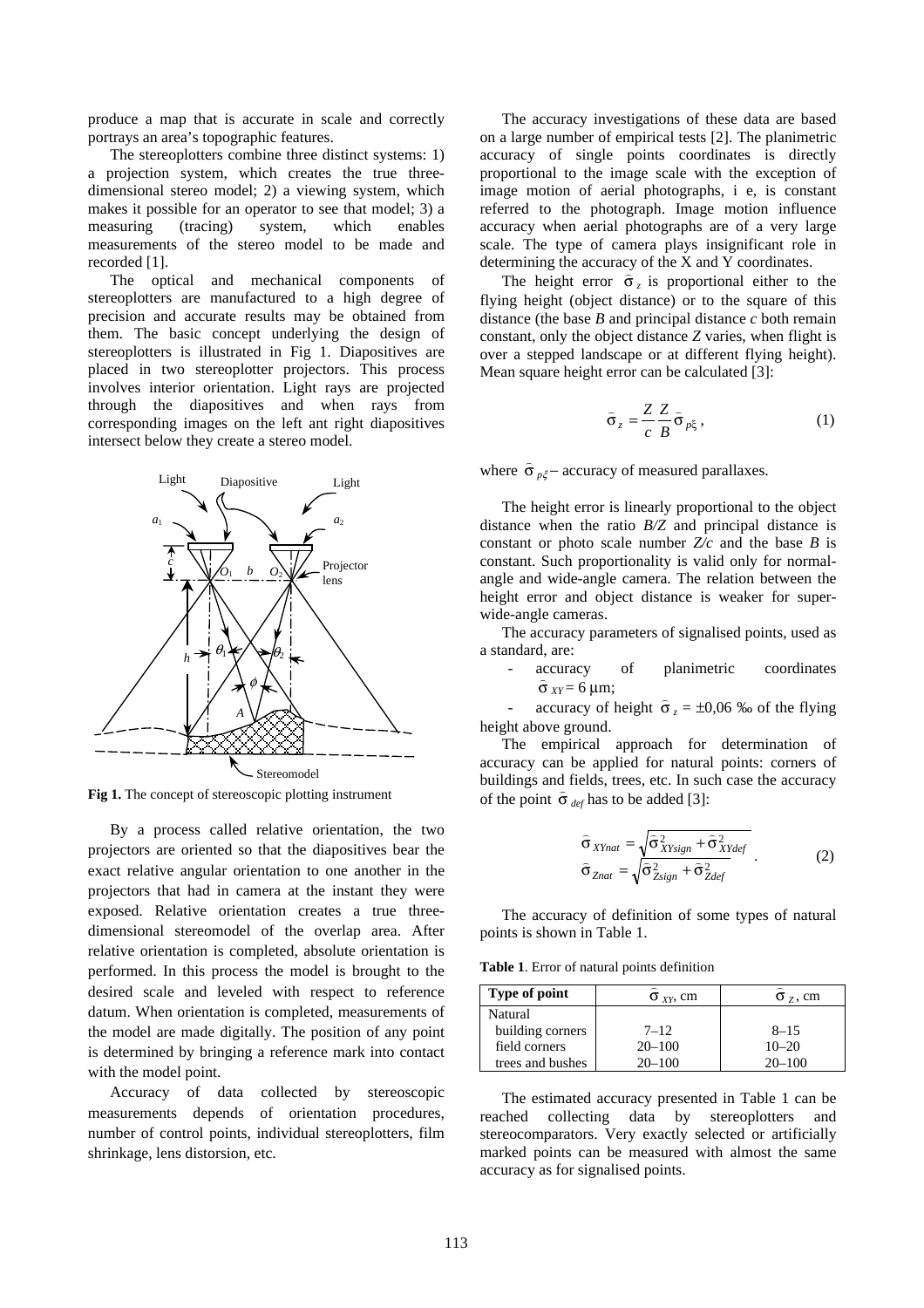produce a map that is accurate in scale and correctly portrays an area's topographic features.

The stereoplotters combine three distinct systems: 1) a projection system, which creates the true three-dimensional stereo model; 2) a viewing system, which makes it possible for an operator to see that model; 3) a measuring (tracing) system, which enables measurements of the stereo model to be made and recorded [1].

The optical and mechanical components of stereoplotters are manufactured to a high degree of precision and accurate results may be obtained from them. The basic concept underlying the design of stereoplotters is illustrated in Fig 1. Diapositives are placed in two stereoplotter projectors. This process involves interior orientation. Light rays are projected through the diapositives and when rays from corresponding images on the left ant right diapositives intersect below they create a stereo model.

**Fig 1.** The concept of stereoscopic plotting instrument

By a process called relative orientation, the two projectors are oriented so that the diapositives bear the exact relative angular orientation to one another in the projectors that had in camera at the instant they were exposed. Relative orientation creates a true three-dimensional stereomodel of the overlap area. After relative orientation is completed, absolute orientation is performed. In this process the model is brought to the desired scale and leveled with respect to reference datum. When orientation is completed, measurements of the model are made digitally. The position of any point is determined by bringing a reference mark into contact with the model point.

Accuracy of data collected by stereoscopic measurements depends of orientation procedures, number of control points, individual stereoplotters, film shrinkage, lens distorsion, etc.

The accuracy investigations of these data are based on a large number of empirical tests [2]. The planimetric accuracy of single points coordinates is directly proportional to the image scale with the exception of image motion of aerial photographs, i e, is constant referred to the photograph. Image motion influence accuracy when aerial photographs are of a very large scale. The type of camera plays insignificant role in determining the accuracy of the X and Y coordinates.

The height error $\hat{\sigma}_z$ is proportional either to the flying height (object distance) or to the square of this distance (the base $B$ and principal distance $c$ both remain constant, only the object distance $Z$ varies, when flight is over a stepped landscape or at different flying height). Mean square height error can be calculated [3]:

$$\hat{\sigma}_z = \frac{Z}{c}\frac{Z}{B}\hat{\sigma}_{p\xi}, \tag{1}$$

where $\hat{\sigma}_{p\xi}$ – accuracy of measured parallaxes.

The height error is linearly proportional to the object distance when the ratio $B/Z$ and principal distance is constant or photo scale number $Z/c$ and the base $B$ is constant. Such proportionality is valid only for normal-angle and wide-angle camera. The relation between the height error and object distance is weaker for super-wide-angle cameras.

The accuracy parameters of signalised points, used as a standard, are:

- accuracy of planimetric coordinates $\hat{\sigma}_{XY} = 6$ μm;
- accuracy of height $\hat{\sigma}_z = \pm 0{,}06$ ‰ of the flying height above ground.

The empirical approach for determination of accuracy can be applied for natural points: corners of buildings and fields, trees, etc. In such case the accuracy of the point $\hat{\sigma}_{def}$ has to be added [3]:

$$\begin{aligned} \hat{\sigma}_{XYnat} &= \sqrt{\hat{\sigma}^2_{XYsign} + \hat{\sigma}^2_{XYdef}} \\ \hat{\sigma}_{Znat} &= \sqrt{\hat{\sigma}^2_{Zsign} + \hat{\sigma}^2_{Zdef}} \end{aligned} \tag{2}$$

The accuracy of definition of some types of natural points is shown in Table 1.

**Table 1**. Error of natural points definition

| Type of point | $\hat{\sigma}_{XY}$, cm | $\hat{\sigma}_Z$, cm |
|---|---|---|
| Natural | | |
| building corners | 7–12 | 8–15 |
| field corners | 20–100 | 10–20 |
| trees and bushes | 20–100 | 20–100 |

The estimated accuracy presented in Table 1 can be reached collecting data by stereoplotters and stereocomparators. Very exactly selected or artificially marked points can be measured with almost the same accuracy as for signalised points.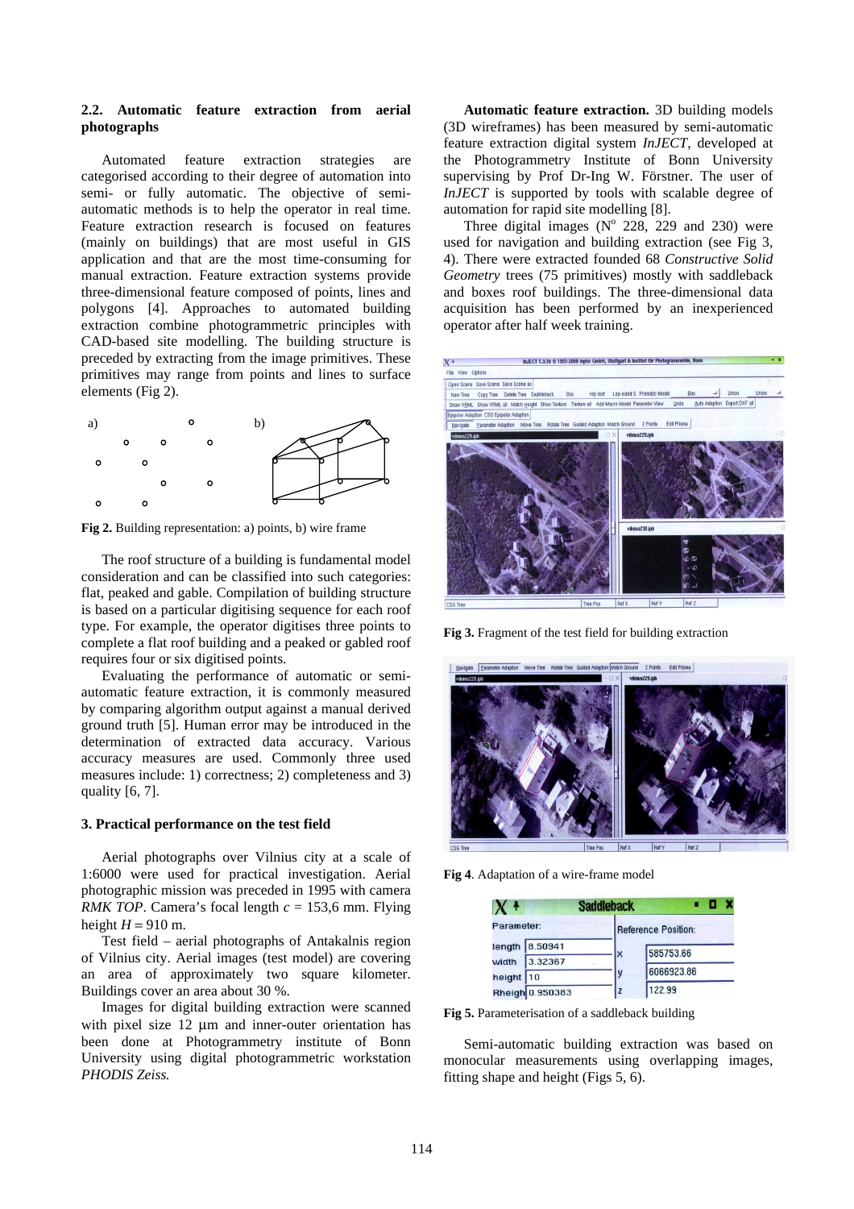### 2.2. Automatic feature extraction from aerial photographs

Automated feature extraction strategies are categorised according to their degree of automation into semi- or fully automatic. The objective of semi-automatic methods is to help the operator in real time. Feature extraction research is focused on features (mainly on buildings) that are most useful in GIS application and that are the most time-consuming for manual extraction. Feature extraction systems provide three-dimensional feature composed of points, lines and polygons [4]. Approaches to automated building extraction combine photogrammetric principles with CAD-based site modelling. The building structure is preceded by extracting from the image primitives. These primitives may range from points and lines to surface elements (Fig 2).

**Fig 2.** Building representation: a) points, b) wire frame

The roof structure of a building is fundamental model consideration and can be classified into such categories: flat, peaked and gable. Compilation of building structure is based on a particular digitising sequence for each roof type. For example, the operator digitises three points to complete a flat roof building and a peaked or gabled roof requires four or six digitised points.

Evaluating the performance of automatic or semi-automatic feature extraction, it is commonly measured by comparing algorithm output against a manual derived ground truth [5]. Human error may be introduced in the determination of extracted data accuracy. Various accuracy measures are used. Commonly three used measures include: 1) correctness; 2) completeness and 3) quality [6, 7].

### 3. Practical performance on the test field

Aerial photographs over Vilnius city at a scale of 1:6000 were used for practical investigation. Aerial photographic mission was preceded in 1995 with camera *RMK TOP*. Camera's focal length $c$ = 153,6 mm. Flying height $H$ = 910 m.

Test field – aerial photographs of Antakalnis region of Vilnius city. Aerial images (test model) are covering an area of approximately two square kilometer. Buildings cover an area about 30 %.

Images for digital building extraction were scanned with pixel size 12 μm and inner-outer orientation has been done at Photogrammetry institute of Bonn University using digital photogrammetric workstation *PHODIS Zeiss.*

**Automatic feature extraction.** 3D building models (3D wireframes) has been measured by semi-automatic feature extraction digital system *InJECT*, developed at the Photogrammetry Institute of Bonn University supervising by Prof Dr-Ing W. Förstner. The user of *InJECT* is supported by tools with scalable degree of automation for rapid site modelling [8].

Three digital images (N° 228, 229 and 230) were used for navigation and building extraction (see Fig 3, 4). There were extracted founded 68 *Constructive Solid Geometry* trees (75 primitives) mostly with saddleback and boxes roof buildings. The three-dimensional data acquisition has been performed by an inexperienced operator after half week training.

**Fig 3.** Fragment of the test field for building extraction

**Fig 4**. Adaptation of a wire-frame model

**Fig 5.** Parameterisation of a saddleback building

Semi-automatic building extraction was based on monocular measurements using overlapping images, fitting shape and height (Figs 5, 6).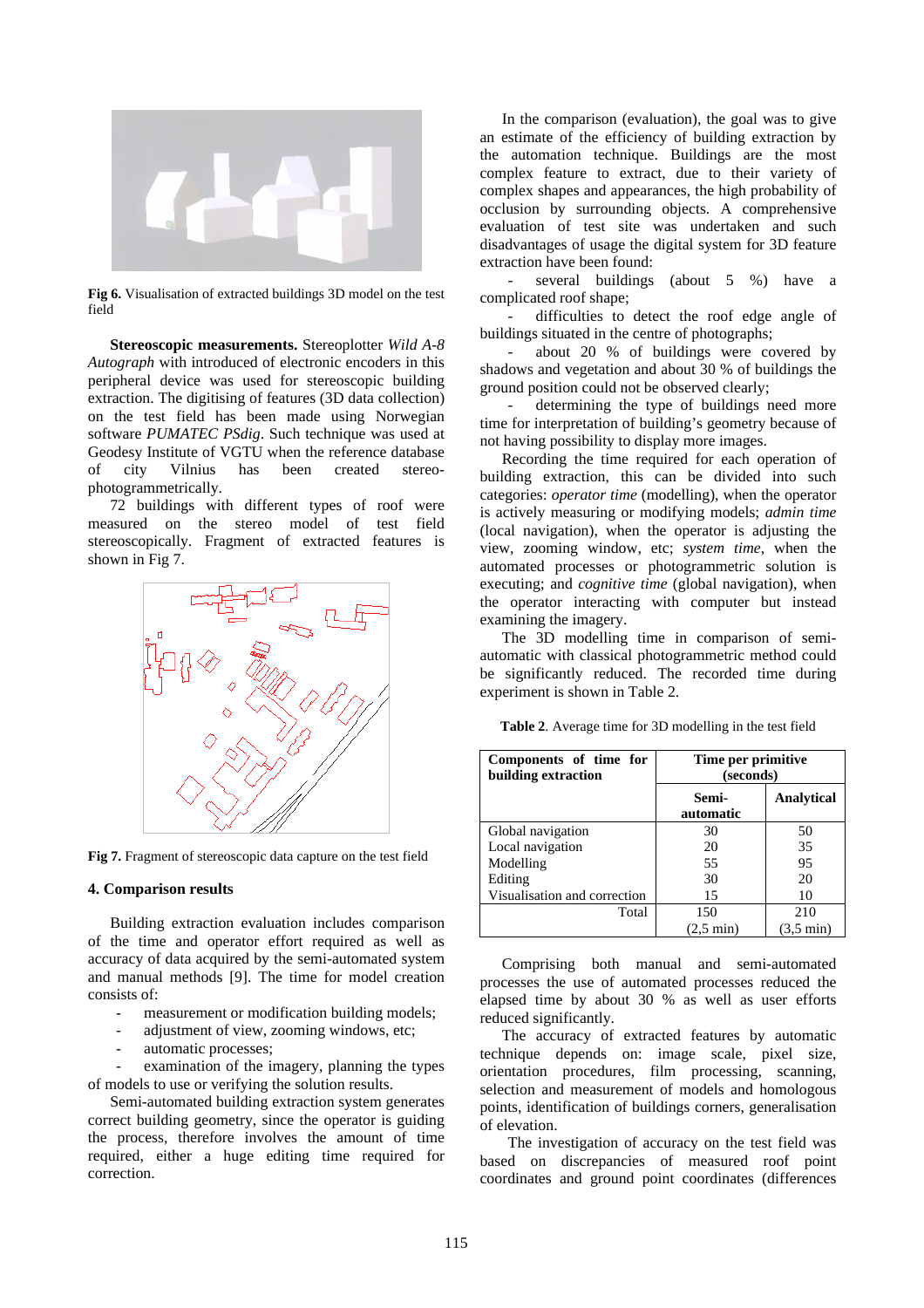Fig 6. Visualisation of extracted buildings 3D model on the test field

**Stereoscopic measurements.** Stereoplotter *Wild A-8 Autograph* with introduced of electronic encoders in this peripheral device was used for stereoscopic building extraction. The digitising of features (3D data collection) on the test field has been made using Norwegian software *PUMATEC PSdig*. Such technique was used at Geodesy Institute of VGTU when the reference database of city Vilnius has been created stereo-photogrammetrically.

72 buildings with different types of roof were measured on the stereo model of test field stereoscopically. Fragment of extracted features is shown in Fig 7.

Fig 7. Fragment of stereoscopic data capture on the test field

## 4. Comparison results

Building extraction evaluation includes comparison of the time and operator effort required as well as accuracy of data acquired by the semi-automated system and manual methods [9]. The time for model creation consists of:

- measurement or modification building models;
- adjustment of view, zooming windows, etc;
- automatic processes;
- examination of the imagery, planning the types of models to use or verifying the solution results.

Semi-automated building extraction system generates correct building geometry, since the operator is guiding the process, therefore involves the amount of time required, either a huge editing time required for correction.

In the comparison (evaluation), the goal was to give an estimate of the efficiency of building extraction by the automation technique. Buildings are the most complex feature to extract, due to their variety of complex shapes and appearances, the high probability of occlusion by surrounding objects. A comprehensive evaluation of test site was undertaken and such disadvantages of usage the digital system for 3D feature extraction have been found:

- several buildings (about 5 %) have a complicated roof shape;
- difficulties to detect the roof edge angle of buildings situated in the centre of photographs;
- about 20 % of buildings were covered by shadows and vegetation and about 30 % of buildings the ground position could not be observed clearly;
- determining the type of buildings need more time for interpretation of building's geometry because of not having possibility to display more images.

Recording the time required for each operation of building extraction, this can be divided into such categories: *operator time* (modelling), when the operator is actively measuring or modifying models; *admin time* (local navigation), when the operator is adjusting the view, zooming window, etc; *system time*, when the automated processes or photogrammetric solution is executing; and *cognitive time* (global navigation), when the operator interacting with computer but instead examining the imagery.

The 3D modelling time in comparison of semi-automatic with classical photogrammetric method could be significantly reduced. The recorded time during experiment is shown in Table 2.

**Table 2**. Average time for 3D modelling in the test field

| Components of time for building extraction | Time per primitive (seconds) | |
|---|---|---|
| | Semi-automatic | Analytical |
| Global navigation | 30 | 50 |
| Local navigation | 20 | 35 |
| Modelling | 55 | 95 |
| Editing | 30 | 20 |
| Visualisation and correction | 15 | 10 |
| Total | 150 (2,5 min) | 210 (3,5 min) |

Comprising both manual and semi-automated processes the use of automated processes reduced the elapsed time by about 30 % as well as user efforts reduced significantly.

The accuracy of extracted features by automatic technique depends on: image scale, pixel size, orientation procedures, film processing, scanning, selection and measurement of models and homologous points, identification of buildings corners, generalisation of elevation.

The investigation of accuracy on the test field was based on discrepancies of measured roof point coordinates and ground point coordinates (differences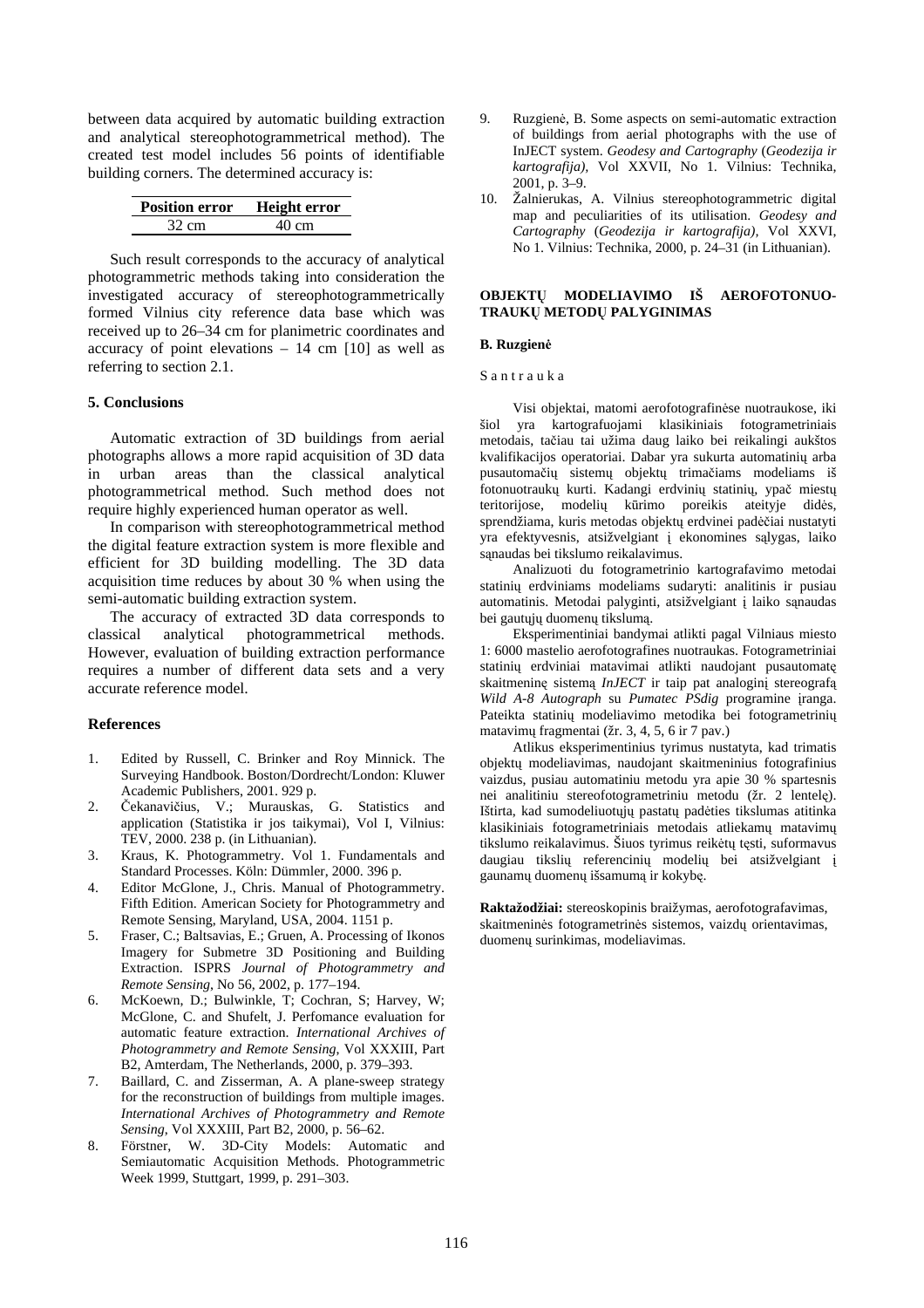between data acquired by automatic building extraction and analytical stereophotogrammetrical method). The created test model includes 56 points of identifiable building corners. The determined accuracy is:

| Position error | Height error |
|---|---|
| 32 cm | 40 cm |

Such result corresponds to the accuracy of analytical photogrammetric methods taking into consideration the investigated accuracy of stereophotogrammetrically formed Vilnius city reference data base which was received up to 26–34 cm for planimetric coordinates and accuracy of point elevations – 14 cm [10] as well as referring to section 2.1.

## 5. Conclusions

Automatic extraction of 3D buildings from aerial photographs allows a more rapid acquisition of 3D data in urban areas than the classical analytical photogrammetrical method. Such method does not require highly experienced human operator as well.

In comparison with stereophotogrammetrical method the digital feature extraction system is more flexible and efficient for 3D building modelling. The 3D data acquisition time reduces by about 30 % when using the semi-automatic building extraction system.

The accuracy of extracted 3D data corresponds to classical analytical photogrammetrical methods. However, evaluation of building extraction performance requires a number of different data sets and a very accurate reference model.

## References

1. Edited by Russell, C. Brinker and Roy Minnick. The Surveying Handbook. Boston/Dordrecht/London: Kluwer Academic Publishers, 2001. 929 p.
2. Čekanavičius, V.; Murauskas, G. Statistics and application (Statistika ir jos taikymai), Vol I, Vilnius: TEV, 2000. 238 p. (in Lithuanian).
3. Kraus, K. Photogrammetry. Vol 1. Fundamentals and Standard Processes. Köln: Dümmler, 2000. 396 p.
4. Editor McGlone, J., Chris. Manual of Photogrammetry. Fifth Edition. American Society for Photogrammetry and Remote Sensing, Maryland, USA, 2004. 1151 p.
5. Fraser, C.; Baltsavias, E.; Gruen, A. Processing of Ikonos Imagery for Submetre 3D Positioning and Building Extraction. ISPRS *Journal of Photogrammetry and Remote Sensing*, No 56, 2002, p. 177–194.
6. McKoewn, D.; Bulwinkle, T; Cochran, S; Harvey, W; McGlone, C. and Shufelt, J. Perfomance evaluation for automatic feature extraction. *International Archives of Photogrammetry and Remote Sensing*, Vol XXXIII, Part B2, Amterdam, The Netherlands, 2000, p. 379–393.
7. Baillard, C. and Zisserman, A. A plane-sweep strategy for the reconstruction of buildings from multiple images. *International Archives of Photogrammetry and Remote Sensing*, Vol XXXIII, Part B2, 2000, p. 56–62.
8. Förstner, W. 3D-City Models: Automatic and Semiautomatic Acquisition Methods. Photogrammetric Week 1999, Stuttgart, 1999, p. 291–303.
9. Ruzgienė, B. Some aspects on semi-automatic extraction of buildings from aerial photographs with the use of InJECT system. *Geodesy and Cartography* (*Geodezija ir kartografija)*, Vol XXVII, No 1. Vilnius: Technika, 2001, p. 3–9.
10. Žalnierukas, A. Vilnius stereophotogrammetric digital map and peculiarities of its utilisation. *Geodesy and Cartography* (*Geodezija ir kartografija)*, Vol XXVI, No 1. Vilnius: Technika, 2000, p. 24–31 (in Lithuanian).

## OBJEKTŲ MODELIAVIMO IŠ AEROFOTONUOTRAUKŲ METODŲ PALYGINIMAS

**B. Ruzgienė**

S a n t r a u k a

Visi objektai, matomi aerofotografinėse nuotraukose, iki šiol yra kartografuojami klasikiniais fotogrametriniais metodais, tačiau tai užima daug laiko bei reikalingi aukštos kvalifikacijos operatoriai. Dabar yra sukurta automatinių arba pusautomačių sistemų objektų trimačiams modeliams iš fotonuotraukų kurti. Kadangi erdvinių statinių, ypač miestų teritorijose, modelių kūrimo poreikis ateityje didės, sprendžiama, kuris metodas objektų erdvinei padėčiai nustatyti yra efektyvesnis, atsižvelgiant į ekonomines sąlygas, laiko sąnaudas bei tikslumo reikalavimus.

Analizuoti du fotogrametrinio kartografavimo metodai statinių erdviniams modeliams sudaryti: analitinis ir pusiau automatinis. Metodai palyginti, atsižvelgiant į laiko sąnaudas bei gautųjų duomenų tikslumą.

Eksperimentiniai bandymai atlikti pagal Vilniaus miesto 1: 6000 mastelio aerofotografines nuotraukas. Fotogrametriniai statinių erdviniai matavimai atlikti naudojant pusautomatę skaitmeninę sistemą *InJECT* ir taip pat analoginį stereografą *Wild A-8 Autograph* su *Pumatec PSdig* programine įranga. Pateikta statinių modeliavimo metodika bei fotogrametrinių matavimų fragmentai (žr. 3, 4, 5, 6 ir 7 pav.)

Atlikus eksperimentinius tyrimus nustatyta, kad trimatis objektų modeliavimas, naudojant skaitmeninius fotografinius vaizdus, pusiau automatiniu metodu yra apie 30 % spartesnis nei analitiniu stereofotogrametriniu metodu (žr. 2 lentelę). Ištirta, kad sumodeliuotųjų pastatų padėties tikslumas atitinka klasikiniais fotogrametriniais metodais atliekamų matavimų tikslumo reikalavimus. Šiuos tyrimus reikėtų tęsti, suformavus daugiau tikslių referencinių modelių bei atsižvelgiant į gaunamų duomenų išsamumą ir kokybę.

**Raktažodžiai:** stereoskopinis braižymas, aerofotografavimas, skaitmeninės fotogrametrinės sistemos, vaizdų orientavimas, duomenų surinkimas, modeliavimas.